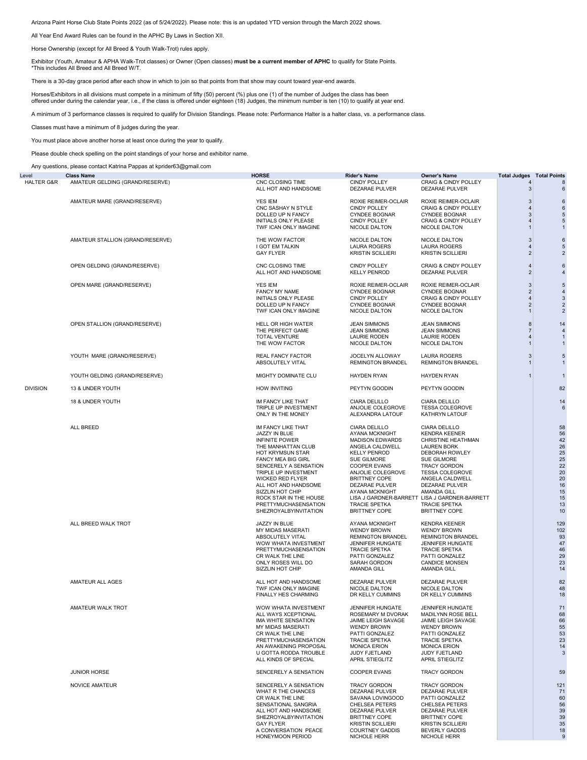Arizona Paint Horse Club State Points 2022 (as of 5/24/2022). Please note: this is an updated YTD version through the March 2022 shows.

All Year End Award Rules can be found in the APHC By Laws in Section XII.

Horse Ownership (except for All Breed & Youth Walk-Trot) rules apply.

Exhibitor (Youth, Amateur & APHA Walk-Trot classes) or Owner (Open classes) **must be a current member of APHC** to qualify for State Points.
*This includes All Breed and All Breed W/T.

There is a 30-day grace period after each show in which to join so that points from that show may count toward year-end awards.

Horses/Exhibitors in all divisions must compete in a minimum of fifty (50) percent (%) plus one (1) of the number of Judges the class has been offered under during the calendar year, i.e., if the class is offered under eighteen (18) Judges, the minimum number is ten (10) to qualify at year end.

A minimum of 3 performance classes is required to qualify for Division Standings. Please note: Performance Halter is a halter class, vs. a performance class.

Classes must have a minimum of 8 judges during the year.

You must place above another horse at least once during the year to qualify.

Please double check spelling on the point standings of your horse and exhibitor name.

Any questions, please contact Katrina Pappas at kprider63@gmail.com

| Level | Class Name | HORSE | Rider's Name | Owner's Name | Total Judges | Total Points |
|---|---|---|---|---|---|---|
| HALTER G&R | AMATEUR GELDING (GRAND/RESERVE) | CNC CLOSING TIME | CINDY POLLEY | CRAIG & CINDY POLLEY | 4 | 8 |
| | | ALL HOT AND HANDSOME | DEZARAE PULVER | DEZARAE PULVER | 3 | 6 |
| | AMATEUR MARE (GRAND/RESERVE) | YES IEM | ROXIE REIMER-OCLAIR | ROXIE REIMER-OCLAIR | 3 | 6 |
| | | CNC SASHAY N STYLE | CINDY POLLEY | CRAIG & CINDY POLLEY | 4 | 6 |
| | | DOLLED UP N FANCY | CYNDEE BOGNAR | CYNDEE BOGNAR | 3 | 5 |
| | | INITIALS ONLY PLEASE | CINDY POLLEY | CRAIG & CINDY POLLEY | 4 | 5 |
| | | TWF ICAN ONLY IMAGINE | NICOLE DALTON | NICOLE DALTON | 1 | 1 |
| | AMATEUR STALLION (GRAND/RESERVE) | THE WOW FACTOR | NICOLE DALTON | NICOLE DALTON | 3 | 6 |
| | | I GOT EM TALKIN | LAURA ROGERS | LAURA ROGERS | 4 | 5 |
| | | GAY FLYER | KRISTIN SCILLIERI | KRISTIN SCILLIERI | 2 | 2 |
| | OPEN GELDING (GRAND/RESERVE) | CNC CLOSING TIME | CINDY POLLEY | CRAIG & CINDY POLLEY | 4 | 6 |
| | | ALL HOT AND HANDSOME | KELLY PENROD | DEZARAE PULVER | 2 | 4 |
| | OPEN MARE (GRAND/RESERVE) | YES IEM | ROXIE REIMER-OCLAIR | ROXIE REIMER-OCLAIR | 3 | 5 |
| | | FANCY MY NAME | CYNDEE BOGNAR | CYNDEE BOGNAR | 2 | 4 |
| | | INITIALS ONLY PLEASE | CINDY POLLEY | CRAIG & CINDY POLLEY | 4 | 3 |
| | | DOLLED UP N FANCY | CYNDEE BOGNAR | CYNDEE BOGNAR | 2 | 2 |
| | | TWF ICAN ONLY IMAGINE | NICOLE DALTON | NICOLE DALTON | 1 | 2 |
| | OPEN STALLION (GRAND/RESERVE) | HELL OR HIGH WATER | JEAN SIMMONS | JEAN SIMMONS | 8 | 14 |
| | | THE PERFECT GAME | JEAN SIMMONS | JEAN SIMMONS | 7 | 4 |
| | | TOTAL VENTURE | LAURIE RODEN | LAURIE RODEN | 4 | 1 |
| | | THE WOW FACTOR | NICOLE DALTON | NICOLE DALTON | 1 | 1 |
| | YOUTH MARE (GRAND/RESERVE) | REAL FANCY FACTOR | JOCELYN ALLOWAY | LAURA ROGERS | 3 | 5 |
| | | ABSOLUTELY VITAL | REMINGTON BRANDEL | REMINGTON BRANDEL | 1 | 1 |
| | YOUTH GELDING (GRAND/RESERVE) | MIGHTY DOMINATE CLU | HAYDEN RYAN | HAYDEN RYAN | 1 | 1 |
| DIVISION | 13 & UNDER YOUTH | HOW INVITING | PEYTYN GOODIN | PEYTYN GOODIN | | 82 |
| | 18 & UNDER YOUTH | IM FANCY LIKE THAT | CIARA DELILLO | CIARA DELILLO | | 14 |
| | | TRIPLE UP INVESTMENT | ANJOLIE COLEGROVE | TESSA COLEGROVE | | 6 |
| | | ONLY IN THE MONEY | ALEXANDRA LATOUF | KATHRYN LATOUF | | |
| | ALL BREED | IM FANCY LIKE THAT | CIARA DELILLO | CIARA DELILLO | | 58 |
| | | JAZZY IN BLUE | AYANA MCKNIGHT | KENDRA KEENER | | 56 |
| | | INFINITE POWER | MADISON EDWARDS | CHRISTINE HEATHMAN | | 42 |
| | | THE MANHATTAN CLUB | ANGELA CALDWELL | LAUREN BORK | | 26 |
| | | HOT KRYMSUN STAR | KELLY PENROD | DEBORAH ROWLEY | | 25 |
| | | FANCY MEA BIG GIRL | SUE GILMORE | SUE GILMORE | | 25 |
| | | SENCERELY A SENSATION | COOPER EVANS | TRACY GORDON | | 22 |
| | | TRIPLE UP INVESTMENT | ANJOLIE COLEGROVE | TESSA COLEGROVE | | 20 |
| | | WICKED RED FLYER | BRITTNEY COPE | ANGELA CALDWELL | | 20 |
| | | ALL HOT AND HANDSOME | DEZARAE PULVER | DEZARAE PULVER | | 16 |
| | | SIZZLIN HOT CHIP | AYANA MCKNIGHT | AMANDA GILL | | 15 |
| | | ROCK STAR IN THE HOUSE | LISA J GARDNER-BARRETT | LISA J GARDNER-BARRETT | | 15 |
| | | PRETTYMUCHASENSATION | TRACIE SPETKA | TRACIE SPETKA | | 13 |
| | | SHEZROYALBYINVITATION | BRITTNEY COPE | BRITTNEY COPE | | 10 |
| | ALL BREED WALK TROT | JAZZY IN BLUE | AYANA MCKNIGHT | KENDRA KEENER | | 129 |
| | | MY MIDAS MASERATI | WENDY BROWN | WENDY BROWN | | 102 |
| | | ABSOLUTELY VITAL | REMINGTON BRANDEL | REMINGTON BRANDEL | | 93 |
| | | WOW WHATA INVESTMENT | JENNIFER HUNGATE | JENNIFER HUNGATE | | 47 |
| | | PRETTYMUCHASENSATION | TRACIE SPETKA | TRACIE SPETKA | | 46 |
| | | CR WALK THE LINE | PATTI GONZALEZ | PATTI GONZALEZ | | 29 |
| | | ONLY ROSES WILL DO | SARAH GORDON | CANDICE MONSEN | | 23 |
| | | SIZZLIN HOT CHIP | AMANDA GILL | AMANDA GILL | | 14 |
| | AMATEUR ALL AGES | ALL HOT AND HANDSOME | DEZARAE PULVER | DEZARAE PULVER | | 82 |
| | | TWF ICAN ONLY IMAGINE | NICOLE DALTON | NICOLE DALTON | | 48 |
| | | FINALLY HES CHARMING | DR KELLY CUMMINS | DR KELLY CUMMINS | | 18 |
| | AMATEUR WALK TROT | WOW WHATA INVESTMENT | JENNIFER HUNGATE | JENNIFER HUNGATE | | 71 |
| | | ALL WAYS XCEPTIONAL | ROSEMARY M DVORAK | MADILYNN ROSE BELL | | 68 |
| | | IMA WHITE SENSATION | JAIME LEIGH SAVAGE | JAIME LEIGH SAVAGE | | 66 |
| | | MY MIDAS MASERATI | WENDY BROWN | WENDY BROWN | | 55 |
| | | CR WALK THE LINE | PATTI GONZALEZ | PATTI GONZALEZ | | 53 |
| | | PRETTYMUCHASENSATION | TRACIE SPETKA | TRACIE SPETKA | | 23 |
| | | AN AWAKENING PROPOSAL | MONICA ERION | MONICA ERION | | 14 |
| | | U GOTTA RODDA TROUBLE | JUDY FJETLAND | JUDY FJETLAND | | 3 |
| | | ALL KINDS OF SPECIAL | APRIL STIEGLITZ | APRIL STIEGLITZ | | |
| | JUNIOR HORSE | SENCERELY A SENSATION | COOPER EVANS | TRACY GORDON | | 59 |
| | NOVICE AMATEUR | SENCERELY A SENSATION | TRACY GORDON | TRACY GORDON | | 121 |
| | | WHAT R THE CHANCES | DEZARAE PULVER | DEZARAE PULVER | | 71 |
| | | CR WALK THE LINE | SAVANA LOVINGOOD | PATTI GONZALEZ | | 60 |
| | | SENSATIONAL SANGRIA | CHELSEA PETERS | CHELSEA PETERS | | 56 |
| | | ALL HOT AND HANDSOME | DEZARAE PULVER | DEZARAE PULVER | | 39 |
| | | SHEZROYALBYINVITATION | BRITTNEY COPE | BRITTNEY COPE | | 39 |
| | | GAY FLYER | KRISTIN SCILLIERI | KRISTIN SCILLIERI | | 35 |
| | | A CONVERSATION PEACE | COURTNEY GADDIS | BEVERLY GADDIS | | 18 |
| | | HONEYMOON PERIOD | NICHOLE HERR | NICHOLE HERR | | 9 |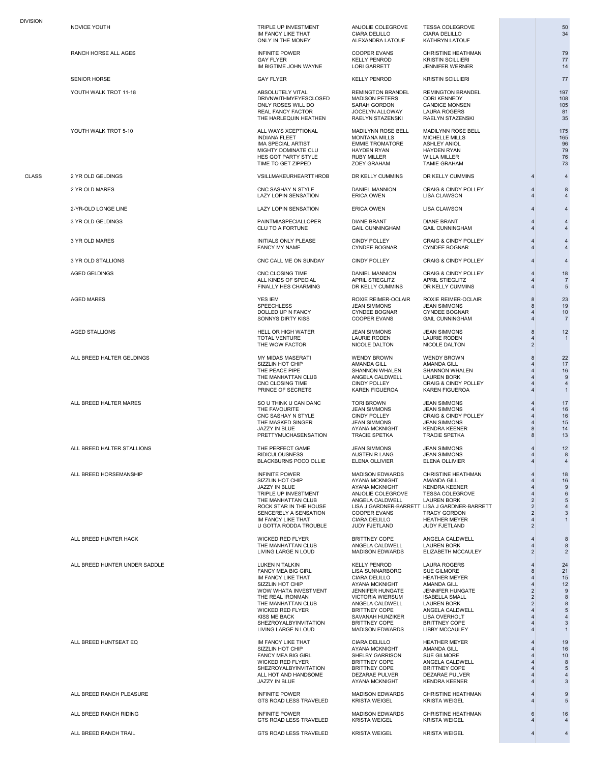| | | | | | | |
|---|---|---|---|---|---|---|
| DIVISION | NOVICE YOUTH | TRIPLE UP INVESTMENT | ANJOLIE COLEGROVE | TESSA COLEGROVE | | 50 |
| | | IM FANCY LIKE THAT | CIARA DELILLO | CIARA DELILLO | | 34 |
| | | ONLY IN THE MONEY | ALEXANDRA LATOUF | KATHRYN LATOUF | | |
| | RANCH HORSE ALL AGES | INFINITE POWER | COOPER EVANS | CHRISTINE HEATHMAN | | 79 |
| | | GAY FLYER | KELLY PENROD | KRISTIN SCILLIERI | | 77 |
| | | IM BIGTIME JOHN WAYNE | LORI GARRETT | JENNIFER WERNER | | 14 |
| | SENIOR HORSE | GAY FLYER | KELLY PENROD | KRISTIN SCILLIERI | | 77 |
| | YOUTH WALK TROT 11-18 | ABSOLUTELY VITAL | REMINGTON BRANDEL | REMINGTON BRANDEL | | 197 |
| | | DRIVNWITHMYEYESCLOSED | MADISON PETERS | CORI KENNEDY | | 108 |
| | | ONLY ROSES WILL DO | SARAH GORDON | CANDICE MONSEN | | 105 |
| | | REAL FANCY FACTOR | JOCELYN ALLOWAY | LAURA ROGERS | | 81 |
| | | THE HARLEQUIN HEATHEN | RAELYN STAZENSKI | RAELYN STAZENSKI | | 35 |
| | YOUTH WALK TROT 5-10 | ALL WAYS XCEPTIONAL | MADILYNN ROSE BELL | MADILYNN ROSE BELL | | 175 |
| | | INDIANA FLEET | MONTANA MILLS | MICHELLE MILLS | | 165 |
| | | IMA SPECIAL ARTIST | EMMIE TROMATORE | ASHLEY ANIOL | | 96 |
| | | MIGHTY DOMINATE CLU | HAYDEN RYAN | HAYDEN RYAN | | 79 |
| | | HES GOT PARTY STYLE | RUBY MILLER | WILLA MILLER | | 76 |
| | | TIME TO GET ZIPPED | ZOEY GRAHAM | TAMIE GRAHAM | | 73 |
| CLASS | 2 YR OLD GELDINGS | VSILLMAKEURHEARTTHROB | DR KELLY CUMMINS | DR KELLY CUMMINS | 4 | 4 |
| | 2 YR OLD MARES | CNC SASHAY N STYLE | DANIEL MANNION | CRAIG & CINDY POLLEY | 4 | 8 |
| | | LAZY LOPIN SENSATION | ERICA OWEN | LISA CLAWSON | 4 | 4 |
| | 2-YR-OLD LONGE LINE | LAZY LOPIN SENSATION | ERICA OWEN | LISA CLAWSON | 4 | 4 |
| | 3 YR OLD GELDINGS | PAINTMIASPECIALLOPER | DIANE BRANT | DIANE BRANT | 4 | 4 |
| | | CLU TO A FORTUNE | GAIL CUNNINGHAM | GAIL CUNNINGHAM | 4 | 4 |
| | 3 YR OLD MARES | INITIALS ONLY PLEASE | CINDY POLLEY | CRAIG & CINDY POLLEY | 4 | 4 |
| | | FANCY MY NAME | CYNDEE BOGNAR | CYNDEE BOGNAR | 4 | 4 |
| | 3 YR OLD STALLIONS | CNC CALL ME ON SUNDAY | CINDY POLLEY | CRAIG & CINDY POLLEY | 4 | 4 |
| | AGED GELDINGS | CNC CLOSING TIME | DANIEL MANNION | CRAIG & CINDY POLLEY | 4 | 18 |
| | | ALL KINDS OF SPECIAL | APRIL STIEGLITZ | APRIL STIEGLITZ | 4 | 7 |
| | | FINALLY HES CHARMING | DR KELLY CUMMINS | DR KELLY CUMMINS | 4 | 5 |
| | AGED MARES | YES IEM | ROXIE REIMER-OCLAIR | ROXIE REIMER-OCLAIR | 8 | 23 |
| | | SPEECHLESS | JEAN SIMMONS | JEAN SIMMONS | 8 | 19 |
| | | DOLLED UP N FANCY | CYNDEE BOGNAR | CYNDEE BOGNAR | 4 | 10 |
| | | SONNYS DIRTY KISS | COOPER EVANS | GAIL CUNNINGHAM | 4 | 7 |
| | AGED STALLIONS | HELL OR HIGH WATER | JEAN SIMMONS | JEAN SIMMONS | 8 | 12 |
| | | TOTAL VENTURE | LAURIE RODEN | LAURIE RODEN | 4 | 1 |
| | | THE WOW FACTOR | NICOLE DALTON | NICOLE DALTON | 2 | |
| | ALL BREED HALTER GELDINGS | MY MIDAS MASERATI | WENDY BROWN | WENDY BROWN | 8 | 22 |
| | | SIZZLIN HOT CHIP | AMANDA GILL | AMANDA GILL | 4 | 17 |
| | | THE PEACE PIPE | SHANNON WHALEN | SHANNON WHALEN | 4 | 16 |
| | | THE MANHATTAN CLUB | ANGELA CALDWELL | LAUREN BORK | 4 | 9 |
| | | CNC CLOSING TIME | CINDY POLLEY | CRAIG & CINDY POLLEY | 4 | 4 |
| | | PRINCE OF SECRETS | KAREN FIGUEROA | KAREN FIGUEROA | 4 | 1 |
| | ALL BREED HALTER MARES | SO U THINK U CAN DANC | TORI BROWN | JEAN SIMMONS | 4 | 17 |
| | | THE FAVOURITE | JEAN SIMMONS | JEAN SIMMONS | 4 | 16 |
| | | CNC SASHAY N STYLE | CINDY POLLEY | CRAIG & CINDY POLLEY | 4 | 16 |
| | | THE MASKED SINGER | JEAN SIMMONS | JEAN SIMMONS | 4 | 15 |
| | | JAZZY IN BLUE | AYANA MCKNIGHT | KENDRA KEENER | 8 | 14 |
| | | PRETTYMUCHASENSATION | TRACIE SPETKA | TRACIE SPETKA | 8 | 13 |
| | ALL BREED HALTER STALLIONS | THE PERFECT GAME | JEAN SIMMONS | JEAN SIMMONS | 4 | 12 |
| | | RIDICULOUSNESS | AUSTEN R LANG | JEAN SIMMONS | 4 | 8 |
| | | BLACKBURNS POCO OLLIE | ELENA OLLIVIER | ELENA OLLIVIER | 4 | 4 |
| | ALL BREED HORSEMANSHIP | INFINITE POWER | MADISON EDWARDS | CHRISTINE HEATHMAN | 4 | 18 |
| | | SIZZLIN HOT CHIP | AYANA MCKNIGHT | AMANDA GILL | 4 | 16 |
| | | JAZZY IN BLUE | AYANA MCKNIGHT | KENDRA KEENER | 4 | 9 |
| | | TRIPLE UP INVESTMENT | ANJOLIE COLEGROVE | TESSA COLEGROVE | 4 | 6 |
| | | THE MANHATTAN CLUB | ANGELA CALDWELL | LAUREN BORK | 2 | 5 |
| | | ROCK STAR IN THE HOUSE | LISA J GARDNER-BARRETT | LISA J GARDNER-BARRETT | 2 | 4 |
| | | SENCERELY A SENSATION | COOPER EVANS | TRACY GORDON | 2 | 3 |
| | | IM FANCY LIKE THAT | CIARA DELILLO | HEATHER MEYER | 4 | 1 |
| | | U GOTTA RODDA TROUBLE | JUDY FJETLAND | JUDY FJETLAND | 2 | |
| | ALL BREED HUNTER HACK | WICKED RED FLYER | BRITTNEY COPE | ANGELA CALDWELL | 4 | 8 |
| | | THE MANHATTAN CLUB | ANGELA CALDWELL | LAUREN BORK | 4 | 8 |
| | | LIVING LARGE N LOUD | MADISON EDWARDS | ELIZABETH MCCAULEY | 2 | 2 |
| | ALL BREED HUNTER UNDER SADDLE | LUKEN N TALKIN | KELLY PENROD | LAURA ROGERS | 4 | 24 |
| | | FANCY MEA BIG GIRL | LISA SUNNARBORG | SUE GILMORE | 8 | 21 |
| | | IM FANCY LIKE THAT | CIARA DELILLO | HEATHER MEYER | 4 | 15 |
| | | SIZZLIN HOT CHIP | AYANA MCKNIGHT | AMANDA GILL | 4 | 12 |
| | | WOW WHATA INVESTMENT | JENNIFER HUNGATE | JENNIFER HUNGATE | 2 | 9 |
| | | THE REAL IRONMAN | VICTORIA WIERSUM | ISABELLA SMALL | 2 | 8 |
| | | THE MANHATTAN CLUB | ANGELA CALDWELL | LAUREN BORK | 2 | 8 |
| | | WICKED RED FLYER | BRITTNEY COPE | ANGELA CALDWELL | 4 | 5 |
| | | KISS ME BACK | SAVANAH HUNZIKER | LISA OVERHOLT | 4 | 4 |
| | | SHEZROYALBYINVITATION | BRITTNEY COPE | BRITTNEY COPE | 4 | 3 |
| | | LIVING LARGE N LOUD | MADISON EDWARDS | LIBBY MCCAULEY | 4 | 1 |
| | ALL BREED HUNTSEAT EQ | IM FANCY LIKE THAT | CIARA DELILLO | HEATHER MEYER | 4 | 19 |
| | | SIZZLIN HOT CHIP | AYANA MCKNIGHT | AMANDA GILL | 4 | 16 |
| | | FANCY MEA BIG GIRL | SHELBY GARRISON | SUE GILMORE | 4 | 10 |
| | | WICKED RED FLYER | BRITTNEY COPE | ANGELA CALDWELL | 4 | 8 |
| | | SHEZROYALBYINVITATION | BRITTNEY COPE | BRITTNEY COPE | 4 | 5 |
| | | ALL HOT AND HANDSOME | DEZARAE PULVER | DEZARAE PULVER | 4 | 4 |
| | | JAZZY IN BLUE | AYANA MCKNIGHT | KENDRA KEENER | 4 | 3 |
| | ALL BREED RANCH PLEASURE | INFINITE POWER | MADISON EDWARDS | CHRISTINE HEATHMAN | 4 | 9 |
| | | GTS ROAD LESS TRAVELED | KRISTA WEIGEL | KRISTA WEIGEL | 4 | 5 |
| | ALL BREED RANCH RIDING | INFINITE POWER | MADISON EDWARDS | CHRISTINE HEATHMAN | 6 | 16 |
| | | GTS ROAD LESS TRAVELED | KRISTA WEIGEL | KRISTA WEIGEL | 4 | 4 |
| | ALL BREED RANCH TRAIL | GTS ROAD LESS TRAVELED | KRISTA WEIGEL | KRISTA WEIGEL | 4 | 4 |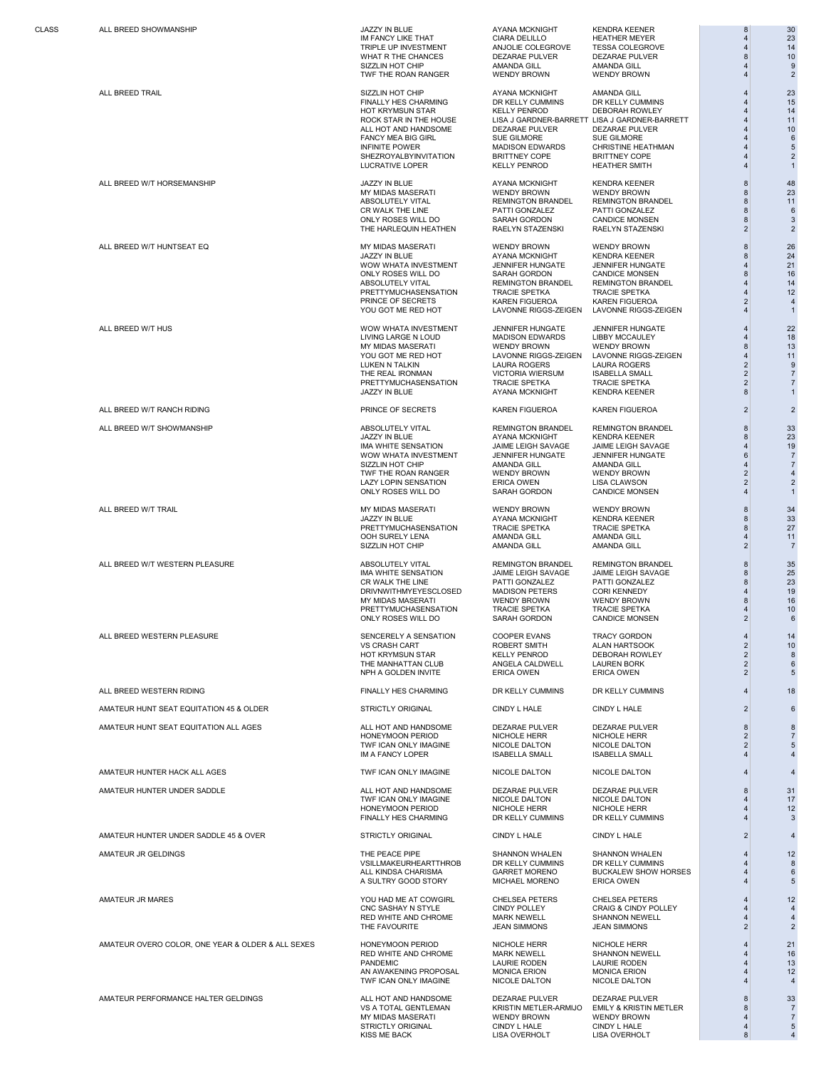| CLASS | | | | | | |
|---|---|---|---|---|---|---|
| | ALL BREED SHOWMANSHIP | JAZZY IN BLUE | AYANA MCKNIGHT | KENDRA KEENER | 8 | 30 |
| | | IM FANCY LIKE THAT | CIARA DELILLO | HEATHER MEYER | 4 | 23 |
| | | TRIPLE UP INVESTMENT | ANJOLIE COLEGROVE | TESSA COLEGROVE | 4 | 14 |
| | | WHAT R THE CHANCES | DEZARAE PULVER | DEZARAE PULVER | 8 | 10 |
| | | SIZZLIN HOT CHIP | AMANDA GILL | AMANDA GILL | 4 | 9 |
| | | TWF THE ROAN RANGER | WENDY BROWN | WENDY BROWN | 4 | 2 |
| | ALL BREED TRAIL | SIZZLIN HOT CHIP | AYANA MCKNIGHT | AMANDA GILL | 4 | 23 |
| | | FINALLY HES CHARMING | DR KELLY CUMMINS | DR KELLY CUMMINS | 4 | 15 |
| | | HOT KRYMSUN STAR | KELLY PENROD | DEBORAH ROWLEY | 4 | 14 |
| | | ROCK STAR IN THE HOUSE | LISA J GARDNER-BARRETT | LISA J GARDNER-BARRETT | 4 | 11 |
| | | ALL HOT AND HANDSOME | DEZARAE PULVER | DEZARAE PULVER | 4 | 10 |
| | | FANCY MEA BIG GIRL | SUE GILMORE | SUE GILMORE | 4 | 6 |
| | | INFINITE POWER | MADISON EDWARDS | CHRISTINE HEATHMAN | 4 | 5 |
| | | SHEZROYALBYINVITATION | BRITTNEY COPE | BRITTNEY COPE | 4 | 2 |
| | | LUCRATIVE LOPER | KELLY PENROD | HEATHER SMITH | 4 | 1 |
| | ALL BREED W/T HORSEMANSHIP | JAZZY IN BLUE | AYANA MCKNIGHT | KENDRA KEENER | 8 | 48 |
| | | MY MIDAS MASERATI | WENDY BROWN | WENDY BROWN | 8 | 23 |
| | | ABSOLUTELY VITAL | REMINGTON BRANDEL | REMINGTON BRANDEL | 8 | 11 |
| | | CR WALK THE LINE | PATTI GONZALEZ | PATTI GONZALEZ | 8 | 6 |
| | | ONLY ROSES WILL DO | SARAH GORDON | CANDICE MONSEN | 8 | 3 |
| | | THE HARLEQUIN HEATHEN | RAELYN STAZENSKI | RAELYN STAZENSKI | 2 | 2 |
| | ALL BREED W/T HUNTSEAT EQ | MY MIDAS MASERATI | WENDY BROWN | WENDY BROWN | 8 | 26 |
| | | JAZZY IN BLUE | AYANA MCKNIGHT | KENDRA KEENER | 8 | 24 |
| | | WOW WHATA INVESTMENT | JENNIFER HUNGATE | JENNIFER HUNGATE | 4 | 21 |
| | | ONLY ROSES WILL DO | SARAH GORDON | CANDICE MONSEN | 8 | 16 |
| | | ABSOLUTELY VITAL | REMINGTON BRANDEL | REMINGTON BRANDEL | 4 | 14 |
| | | PRETTYMUCHASENSATION | TRACIE SPETKA | TRACIE SPETKA | 4 | 12 |
| | | PRINCE OF SECRETS | KAREN FIGUEROA | KAREN FIGUEROA | 2 | 4 |
| | | YOU GOT ME RED HOT | LAVONNE RIGGS-ZEIGEN | LAVONNE RIGGS-ZEIGEN | 4 | 1 |
| | ALL BREED W/T HUS | WOW WHATA INVESTMENT | JENNIFER HUNGATE | JENNIFER HUNGATE | 4 | 22 |
| | | LIVING LARGE N LOUD | MADISON EDWARDS | LIBBY MCCAULEY | 4 | 18 |
| | | MY MIDAS MASERATI | WENDY BROWN | WENDY BROWN | 8 | 13 |
| | | YOU GOT ME RED HOT | LAVONNE RIGGS-ZEIGEN | LAVONNE RIGGS-ZEIGEN | 4 | 11 |
| | | LUKEN N TALKIN | LAURA ROGERS | LAURA ROGERS | 2 | 9 |
| | | THE REAL IRONMAN | VICTORIA WIERSUM | ISABELLA SMALL | 2 | 7 |
| | | PRETTYMUCHASENSATION | TRACIE SPETKA | TRACIE SPETKA | 2 | 7 |
| | | JAZZY IN BLUE | AYANA MCKNIGHT | KENDRA KEENER | 8 | 1 |
| | ALL BREED W/T RANCH RIDING | PRINCE OF SECRETS | KAREN FIGUEROA | KAREN FIGUEROA | 2 | 2 |
| | ALL BREED W/T SHOWMANSHIP | ABSOLUTELY VITAL | REMINGTON BRANDEL | REMINGTON BRANDEL | 8 | 33 |
| | | JAZZY IN BLUE | AYANA MCKNIGHT | KENDRA KEENER | 8 | 23 |
| | | IMA WHITE SENSATION | JAIME LEIGH SAVAGE | JAIME LEIGH SAVAGE | 4 | 19 |
| | | WOW WHATA INVESTMENT | JENNIFER HUNGATE | JENNIFER HUNGATE | 6 | 7 |
| | | SIZZLIN HOT CHIP | AMANDA GILL | AMANDA GILL | 4 | 7 |
| | | TWF THE ROAN RANGER | WENDY BROWN | WENDY BROWN | 2 | 4 |
| | | LAZY LOPIN SENSATION | ERICA OWEN | LISA CLAWSON | 2 | 2 |
| | | ONLY ROSES WILL DO | SARAH GORDON | CANDICE MONSEN | 4 | 1 |
| | ALL BREED W/T TRAIL | MY MIDAS MASERATI | WENDY BROWN | WENDY BROWN | 8 | 34 |
| | | JAZZY IN BLUE | AYANA MCKNIGHT | KENDRA KEENER | 8 | 33 |
| | | PRETTYMUCHASENSATION | TRACIE SPETKA | TRACIE SPETKA | 8 | 27 |
| | | OOH SURELY LENA | AMANDA GILL | AMANDA GILL | 4 | 11 |
| | | SIZZLIN HOT CHIP | AMANDA GILL | AMANDA GILL | 2 | 7 |
| | ALL BREED W/T WESTERN PLEASURE | ABSOLUTELY VITAL | REMINGTON BRANDEL | REMINGTON BRANDEL | 8 | 35 |
| | | IMA WHITE SENSATION | JAIME LEIGH SAVAGE | JAIME LEIGH SAVAGE | 8 | 25 |
| | | CR WALK THE LINE | PATTI GONZALEZ | PATTI GONZALEZ | 8 | 23 |
| | | DRIVNWITHMYEYESCLOSED | MADISON PETERS | CORI KENNEDY | 4 | 19 |
| | | MY MIDAS MASERATI | WENDY BROWN | WENDY BROWN | 8 | 16 |
| | | PRETTYMUCHASENSATION | TRACIE SPETKA | TRACIE SPETKA | 4 | 10 |
| | | ONLY ROSES WILL DO | SARAH GORDON | CANDICE MONSEN | 2 | 6 |
| | ALL BREED WESTERN PLEASURE | SENCERELY A SENSATION | COOPER EVANS | TRACY GORDON | 4 | 14 |
| | | VS CRASH CART | ROBERT SMITH | ALAN HARTSOOK | 2 | 10 |
| | | HOT KRYMSUN STAR | KELLY PENROD | DEBORAH ROWLEY | 2 | 8 |
| | | THE MANHATTAN CLUB | ANGELA CALDWELL | LAUREN BORK | 2 | 6 |
| | | NPH A GOLDEN INVITE | ERICA OWEN | ERICA OWEN | 2 | 5 |
| | ALL BREED WESTERN RIDING | FINALLY HES CHARMING | DR KELLY CUMMINS | DR KELLY CUMMINS | 4 | 18 |
| | AMATEUR HUNT SEAT EQUITATION 45 & OLDER | STRICTLY ORIGINAL | CINDY L HALE | CINDY L HALE | 2 | 6 |
| | AMATEUR HUNT SEAT EQUITATION ALL AGES | ALL HOT AND HANDSOME | DEZARAE PULVER | DEZARAE PULVER | 8 | 8 |
| | | HONEYMOON PERIOD | NICHOLE HERR | NICHOLE HERR | 2 | 7 |
| | | TWF ICAN ONLY IMAGINE | NICOLE DALTON | NICOLE DALTON | 2 | 5 |
| | | IM A FANCY LOPER | ISABELLA SMALL | ISABELLA SMALL | 4 | 4 |
| | AMATEUR HUNTER HACK ALL AGES | TWF ICAN ONLY IMAGINE | NICOLE DALTON | NICOLE DALTON | 4 | 4 |
| | AMATEUR HUNTER UNDER SADDLE | ALL HOT AND HANDSOME | DEZARAE PULVER | DEZARAE PULVER | 8 | 31 |
| | | TWF ICAN ONLY IMAGINE | NICOLE DALTON | NICOLE DALTON | 4 | 17 |
| | | HONEYMOON PERIOD | NICHOLE HERR | NICHOLE HERR | 4 | 12 |
| | | FINALLY HES CHARMING | DR KELLY CUMMINS | DR KELLY CUMMINS | 4 | 3 |
| | AMATEUR HUNTER UNDER SADDLE 45 & OVER | STRICTLY ORIGINAL | CINDY L HALE | CINDY L HALE | 2 | 4 |
| | AMATEUR JR GELDINGS | THE PEACE PIPE | SHANNON WHALEN | SHANNON WHALEN | 4 | 12 |
| | | VSILLMAKEURHEARTTHROB | DR KELLY CUMMINS | DR KELLY CUMMINS | 4 | 8 |
| | | ALL KINDSA CHARISMA | GARRET MORENO | BUCKALEW SHOW HORSES | 4 | 6 |
| | | A SULTRY GOOD STORY | MICHAEL MORENO | ERICA OWEN | 4 | 5 |
| | AMATEUR JR MARES | YOU HAD ME AT COWGIRL | CHELSEA PETERS | CHELSEA PETERS | 4 | 12 |
| | | CNC SASHAY N STYLE | CINDY POLLEY | CRAIG & CINDY POLLEY | 4 | 4 |
| | | RED WHITE AND CHROME | MARK NEWELL | SHANNON NEWELL | 4 | 4 |
| | | THE FAVOURITE | JEAN SIMMONS | JEAN SIMMONS | 2 | 2 |
| | AMATEUR OVERO COLOR, ONE YEAR & OLDER & ALL SEXES | HONEYMOON PERIOD | NICHOLE HERR | NICHOLE HERR | 4 | 21 |
| | | RED WHITE AND CHROME | MARK NEWELL | SHANNON NEWELL | 4 | 16 |
| | | PANDEMIC | LAURIE RODEN | LAURIE RODEN | 4 | 13 |
| | | AN AWAKENING PROPOSAL | MONICA ERION | MONICA ERION | 4 | 12 |
| | | TWF ICAN ONLY IMAGINE | NICOLE DALTON | NICOLE DALTON | 4 | 4 |
| | AMATEUR PERFORMANCE HALTER GELDINGS | ALL HOT AND HANDSOME | DEZARAE PULVER | DEZARAE PULVER | 8 | 33 |
| | | VS A TOTAL GENTLEMAN | KRISTIN METLER-ARMIJO | EMILY & KRISTIN METLER | 8 | 7 |
| | | MY MIDAS MASERATI | WENDY BROWN | WENDY BROWN | 4 | 7 |
| | | STRICTLY ORIGINAL | CINDY L HALE | CINDY L HALE | 4 | 5 |
| | | KISS ME BACK | LISA OVERHOLT | LISA OVERHOLT | 8 | 4 |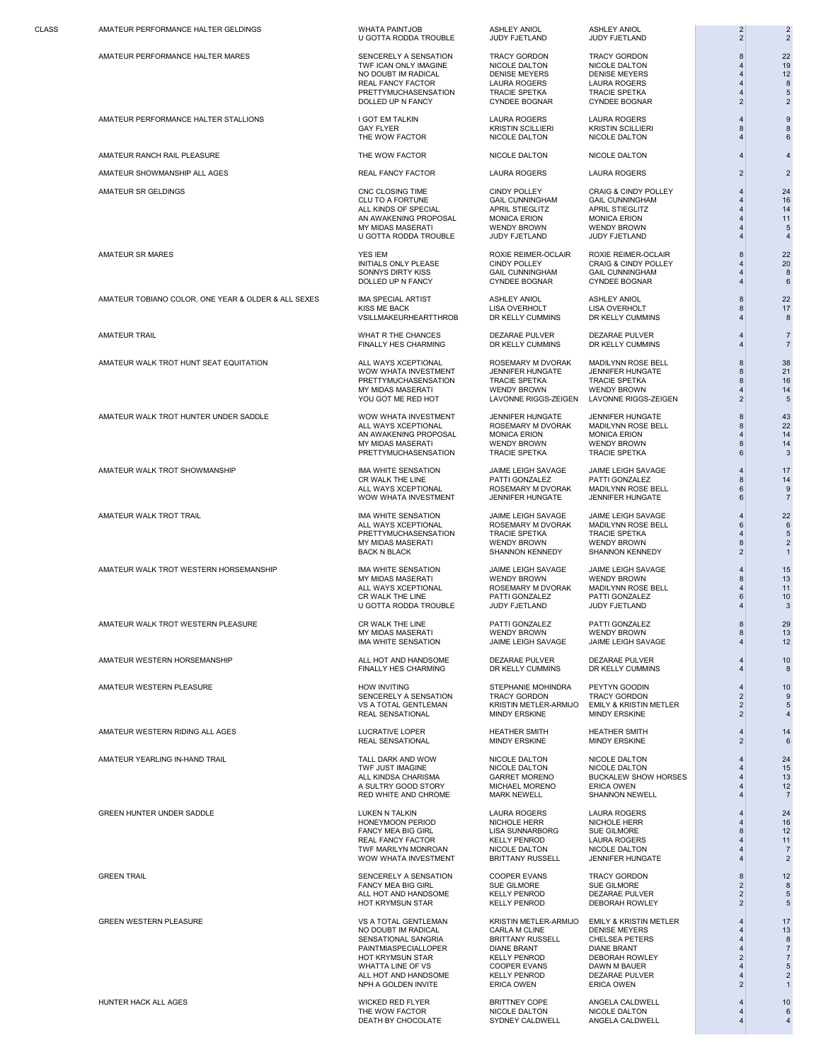| CLASS | | | | | | |
|---|---|---|---|---|---|---|
| | AMATEUR PERFORMANCE HALTER GELDINGS | WHATA PAINTJOB | ASHLEY ANIOL | ASHLEY ANIOL | 2 | 2 |
| | | U GOTTA RODDA TROUBLE | JUDY FJETLAND | JUDY FJETLAND | 2 | 2 |
| | AMATEUR PERFORMANCE HALTER MARES | SENCERELY A SENSATION | TRACY GORDON | TRACY GORDON | 8 | 22 |
| | | TWF ICAN ONLY IMAGINE | NICOLE DALTON | NICOLE DALTON | 4 | 19 |
| | | NO DOUBT IM RADICAL | DENISE MEYERS | DENISE MEYERS | 4 | 12 |
| | | REAL FANCY FACTOR | LAURA ROGERS | LAURA ROGERS | 4 | 8 |
| | | PRETTYMUCHASENSATION | TRACIE SPETKA | TRACIE SPETKA | 4 | 5 |
| | | DOLLED UP N FANCY | CYNDEE BOGNAR | CYNDEE BOGNAR | 2 | 2 |
| | AMATEUR PERFORMANCE HALTER STALLIONS | I GOT EM TALKIN | LAURA ROGERS | LAURA ROGERS | 4 | 9 |
| | | GAY FLYER | KRISTIN SCILLIERI | KRISTIN SCILLIERI | 8 | 8 |
| | | THE WOW FACTOR | NICOLE DALTON | NICOLE DALTON | 4 | 6 |
| | AMATEUR RANCH RAIL PLEASURE | THE WOW FACTOR | NICOLE DALTON | NICOLE DALTON | 4 | 4 |
| | AMATEUR SHOWMANSHIP ALL AGES | REAL FANCY FACTOR | LAURA ROGERS | LAURA ROGERS | 2 | 2 |
| | AMATEUR SR GELDINGS | CNC CLOSING TIME | CINDY POLLEY | CRAIG & CINDY POLLEY | 4 | 24 |
| | | CLU TO A FORTUNE | GAIL CUNNINGHAM | GAIL CUNNINGHAM | 4 | 16 |
| | | ALL KINDS OF SPECIAL | APRIL STIEGLITZ | APRIL STIEGLITZ | 4 | 14 |
| | | AN AWAKENING PROPOSAL | MONICA ERION | MONICA ERION | 4 | 11 |
| | | MY MIDAS MASERATI | WENDY BROWN | WENDY BROWN | 4 | 5 |
| | | U GOTTA RODDA TROUBLE | JUDY FJETLAND | JUDY FJETLAND | 4 | 4 |
| | AMATEUR SR MARES | YES IEM | ROXIE REIMER-OCLAIR | ROXIE REIMER-OCLAIR | 8 | 22 |
| | | INITIALS ONLY PLEASE | CINDY POLLEY | CRAIG & CINDY POLLEY | 4 | 20 |
| | | SONNYS DIRTY KISS | GAIL CUNNINGHAM | GAIL CUNNINGHAM | 4 | 8 |
| | | DOLLED UP N FANCY | CYNDEE BOGNAR | CYNDEE BOGNAR | 4 | 6 |
| | AMATEUR TOBIANO COLOR, ONE YEAR & OLDER & ALL SEXES | IMA SPECIAL ARTIST | ASHLEY ANIOL | ASHLEY ANIOL | 8 | 22 |
| | | KISS ME BACK | LISA OVERHOLT | LISA OVERHOLT | 8 | 17 |
| | | VSILLMAKEURHEARTTHROB | DR KELLY CUMMINS | DR KELLY CUMMINS | 4 | 8 |
| | AMATEUR TRAIL | WHAT R THE CHANCES | DEZARAE PULVER | DEZARAE PULVER | 4 | 7 |
| | | FINALLY HES CHARMING | DR KELLY CUMMINS | DR KELLY CUMMINS | 4 | 7 |
| | AMATEUR WALK TROT HUNT SEAT EQUITATION | ALL WAYS XCEPTIONAL | ROSEMARY M DVORAK | MADILYNN ROSE BELL | 8 | 38 |
| | | WOW WHATA INVESTMENT | JENNIFER HUNGATE | JENNIFER HUNGATE | 8 | 21 |
| | | PRETTYMUCHASENSATION | TRACIE SPETKA | TRACIE SPETKA | 8 | 16 |
| | | MY MIDAS MASERATI | WENDY BROWN | WENDY BROWN | 4 | 14 |
| | | YOU GOT ME RED HOT | LAVONNE RIGGS-ZEIGEN | LAVONNE RIGGS-ZEIGEN | 2 | 5 |
| | AMATEUR WALK TROT HUNTER UNDER SADDLE | WOW WHATA INVESTMENT | JENNIFER HUNGATE | JENNIFER HUNGATE | 8 | 43 |
| | | ALL WAYS XCEPTIONAL | ROSEMARY M DVORAK | MADILYNN ROSE BELL | 8 | 22 |
| | | AN AWAKENING PROPOSAL | MONICA ERION | MONICA ERION | 4 | 14 |
| | | MY MIDAS MASERATI | WENDY BROWN | WENDY BROWN | 8 | 14 |
| | | PRETTYMUCHASENSATION | TRACIE SPETKA | TRACIE SPETKA | 6 | 3 |
| | AMATEUR WALK TROT SHOWMANSHIP | IMA WHITE SENSATION | JAIME LEIGH SAVAGE | JAIME LEIGH SAVAGE | 4 | 17 |
| | | CR WALK THE LINE | PATTI GONZALEZ | PATTI GONZALEZ | 8 | 14 |
| | | ALL WAYS XCEPTIONAL | ROSEMARY M DVORAK | MADILYNN ROSE BELL | 6 | 9 |
| | | WOW WHATA INVESTMENT | JENNIFER HUNGATE | JENNIFER HUNGATE | 6 | 7 |
| | AMATEUR WALK TROT TRAIL | IMA WHITE SENSATION | JAIME LEIGH SAVAGE | JAIME LEIGH SAVAGE | 4 | 22 |
| | | ALL WAYS XCEPTIONAL | ROSEMARY M DVORAK | MADILYNN ROSE BELL | 6 | 6 |
| | | PRETTYMUCHASENSATION | TRACIE SPETKA | TRACIE SPETKA | 4 | 5 |
| | | MY MIDAS MASERATI | WENDY BROWN | WENDY BROWN | 8 | 2 |
| | | BACK N BLACK | SHANNON KENNEDY | SHANNON KENNEDY | 2 | 1 |
| | AMATEUR WALK TROT WESTERN HORSEMANSHIP | IMA WHITE SENSATION | JAIME LEIGH SAVAGE | JAIME LEIGH SAVAGE | 4 | 15 |
| | | MY MIDAS MASERATI | WENDY BROWN | WENDY BROWN | 8 | 13 |
| | | ALL WAYS XCEPTIONAL | ROSEMARY M DVORAK | MADILYNN ROSE BELL | 4 | 11 |
| | | CR WALK THE LINE | PATTI GONZALEZ | PATTI GONZALEZ | 6 | 10 |
| | | U GOTTA RODDA TROUBLE | JUDY FJETLAND | JUDY FJETLAND | 4 | 3 |
| | AMATEUR WALK TROT WESTERN PLEASURE | CR WALK THE LINE | PATTI GONZALEZ | PATTI GONZALEZ | 8 | 29 |
| | | MY MIDAS MASERATI | WENDY BROWN | WENDY BROWN | 8 | 13 |
| | | IMA WHITE SENSATION | JAIME LEIGH SAVAGE | JAIME LEIGH SAVAGE | 4 | 12 |
| | AMATEUR WESTERN HORSEMANSHIP | ALL HOT AND HANDSOME | DEZARAE PULVER | DEZARAE PULVER | 4 | 10 |
| | | FINALLY HES CHARMING | DR KELLY CUMMINS | DR KELLY CUMMINS | 4 | 8 |
| | AMATEUR WESTERN PLEASURE | HOW INVITING | STEPHANIE MOHINDRA | PEYTYN GOODIN | 4 | 10 |
| | | SENCERELY A SENSATION | TRACY GORDON | TRACY GORDON | 2 | 9 |
| | | VS A TOTAL GENTLEMAN | KRISTIN METLER-ARMIJO | EMILY & KRISTIN METLER | 2 | 5 |
| | | REAL SENSATIONAL | MINDY ERSKINE | MINDY ERSKINE | 2 | 4 |
| | AMATEUR WESTERN RIDING ALL AGES | LUCRATIVE LOPER | HEATHER SMITH | HEATHER SMITH | 4 | 14 |
| | | REAL SENSATIONAL | MINDY ERSKINE | MINDY ERSKINE | 2 | 6 |
| | AMATEUR YEARLING IN-HAND TRAIL | TALL DARK AND WOW | NICOLE DALTON | NICOLE DALTON | 4 | 24 |
| | | TWF JUST IMAGINE | NICOLE DALTON | NICOLE DALTON | 4 | 15 |
| | | ALL KINDSA CHARISMA | GARRET MORENO | BUCKALEW SHOW HORSES | 4 | 13 |
| | | A SULTRY GOOD STORY | MICHAEL MORENO | ERICA OWEN | 4 | 12 |
| | | RED WHITE AND CHROME | MARK NEWELL | SHANNON NEWELL | 4 | 7 |
| | GREEN HUNTER UNDER SADDLE | LUKEN N TALKIN | LAURA ROGERS | LAURA ROGERS | 4 | 24 |
| | | HONEYMOON PERIOD | NICHOLE HERR | NICHOLE HERR | 4 | 16 |
| | | FANCY MEA BIG GIRL | LISA SUNNARBORG | SUE GILMORE | 8 | 12 |
| | | REAL FANCY FACTOR | KELLY PENROD | LAURA ROGERS | 4 | 11 |
| | | TWF MARILYN MONROAN | NICOLE DALTON | NICOLE DALTON | 4 | 7 |
| | | WOW WHATA INVESTMENT | BRITTANY RUSSELL | JENNIFER HUNGATE | 4 | 2 |
| | GREEN TRAIL | SENCERELY A SENSATION | COOPER EVANS | TRACY GORDON | 8 | 12 |
| | | FANCY MEA BIG GIRL | SUE GILMORE | SUE GILMORE | 2 | 8 |
| | | ALL HOT AND HANDSOME | KELLY PENROD | DEZARAE PULVER | 2 | 5 |
| | | HOT KRYMSUN STAR | KELLY PENROD | DEBORAH ROWLEY | 2 | 5 |
| | GREEN WESTERN PLEASURE | VS A TOTAL GENTLEMAN | KRISTIN METLER-ARMIJO | EMILY & KRISTIN METLER | 4 | 17 |
| | | NO DOUBT IM RADICAL | CARLA M CLINE | DENISE MEYERS | 4 | 13 |
| | | SENSATIONAL SANGRIA | BRITTANY RUSSELL | CHELSEA PETERS | 4 | 8 |
| | | PAINTMIASPECIALLOPER | DIANE BRANT | DIANE BRANT | 4 | 7 |
| | | HOT KRYMSUN STAR | KELLY PENROD | DEBORAH ROWLEY | 2 | 7 |
| | | WHATTA LINE OF VS | COOPER EVANS | DAWN M BAUER | 4 | 5 |
| | | ALL HOT AND HANDSOME | KELLY PENROD | DEZARAE PULVER | 4 | 2 |
| | | NPH A GOLDEN INVITE | ERICA OWEN | ERICA OWEN | 2 | 1 |
| | HUNTER HACK ALL AGES | WICKED RED FLYER | BRITTNEY COPE | ANGELA CALDWELL | 4 | 10 |
| | | THE WOW FACTOR | NICOLE DALTON | NICOLE DALTON | 4 | 6 |
| | | DEATH BY CHOCOLATE | SYDNEY CALDWELL | ANGELA CALDWELL | 4 | 4 |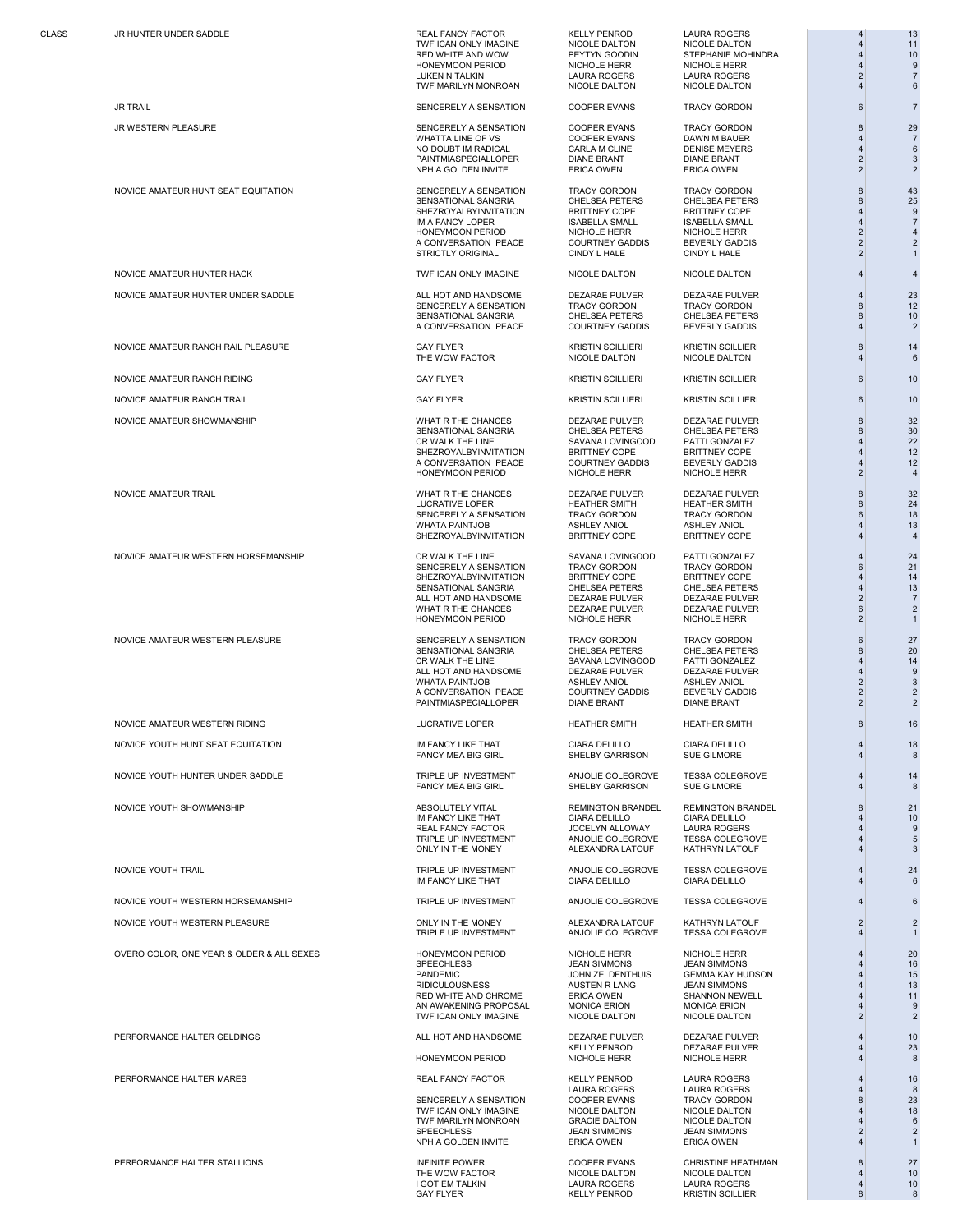| CLASS | | | | | |
|---|---|---|---|---|---|
| JR HUNTER UNDER SADDLE | REAL FANCY FACTOR | KELLY PENROD | LAURA ROGERS | 4 | 13 |
| | TWF ICAN ONLY IMAGINE | NICOLE DALTON | NICOLE DALTON | 4 | 11 |
| | RED WHITE AND WOW | PEYTYN GOODIN | STEPHANIE MOHINDRA | 4 | 10 |
| | HONEYMOON PERIOD | NICHOLE HERR | NICHOLE HERR | 4 | 9 |
| | LUKEN N TALKIN | LAURA ROGERS | LAURA ROGERS | 2 | 7 |
| | TWF MARILYN MONROAN | NICOLE DALTON | NICOLE DALTON | 4 | 6 |
| JR TRAIL | SENCERELY A SENSATION | COOPER EVANS | TRACY GORDON | 6 | 7 |
| JR WESTERN PLEASURE | SENCERELY A SENSATION | COOPER EVANS | TRACY GORDON | 8 | 29 |
| | WHATTA LINE OF VS | COOPER EVANS | DAWN M BAUER | 4 | 7 |
| | NO DOUBT IM RADICAL | CARLA M CLINE | DENISE MEYERS | 4 | 6 |
| | PAINTMIASPECIALLOPER | DIANE BRANT | DIANE BRANT | 2 | 3 |
| | NPH A GOLDEN INVITE | ERICA OWEN | ERICA OWEN | 2 | 2 |
| NOVICE AMATEUR HUNT SEAT EQUITATION | SENCERELY A SENSATION | TRACY GORDON | TRACY GORDON | 8 | 43 |
| | SENSATIONAL SANGRIA | CHELSEA PETERS | CHELSEA PETERS | 8 | 25 |
| | SHEZROYALBYINVITATION | BRITTNEY COPE | BRITTNEY COPE | 4 | 9 |
| | IM A FANCY LOPER | ISABELLA SMALL | ISABELLA SMALL | 4 | 7 |
| | HONEYMOON PERIOD | NICHOLE HERR | NICHOLE HERR | 2 | 4 |
| | A CONVERSATION PEACE | COURTNEY GADDIS | BEVERLY GADDIS | 2 | 2 |
| | STRICTLY ORIGINAL | CINDY L HALE | CINDY L HALE | 2 | 1 |
| NOVICE AMATEUR HUNTER HACK | TWF ICAN ONLY IMAGINE | NICOLE DALTON | NICOLE DALTON | 4 | 4 |
| NOVICE AMATEUR HUNTER UNDER SADDLE | ALL HOT AND HANDSOME | DEZARAE PULVER | DEZARAE PULVER | 4 | 23 |
| | SENCERELY A SENSATION | TRACY GORDON | TRACY GORDON | 8 | 12 |
| | SENSATIONAL SANGRIA | CHELSEA PETERS | CHELSEA PETERS | 8 | 10 |
| | A CONVERSATION PEACE | COURTNEY GADDIS | BEVERLY GADDIS | 4 | 2 |
| NOVICE AMATEUR RANCH RAIL PLEASURE | GAY FLYER | KRISTIN SCILLIERI | KRISTIN SCILLIERI | 8 | 14 |
| | THE WOW FACTOR | NICOLE DALTON | NICOLE DALTON | 4 | 6 |
| NOVICE AMATEUR RANCH RIDING | GAY FLYER | KRISTIN SCILLIERI | KRISTIN SCILLIERI | 6 | 10 |
| NOVICE AMATEUR RANCH TRAIL | GAY FLYER | KRISTIN SCILLIERI | KRISTIN SCILLIERI | 6 | 10 |
| NOVICE AMATEUR SHOWMANSHIP | WHAT R THE CHANCES | DEZARAE PULVER | DEZARAE PULVER | 8 | 32 |
| | SENSATIONAL SANGRIA | CHELSEA PETERS | CHELSEA PETERS | 8 | 30 |
| | CR WALK THE LINE | SAVANA LOVINGOOD | PATTI GONZALEZ | 4 | 22 |
| | SHEZROYALBYINVITATION | BRITTNEY COPE | BRITTNEY COPE | 4 | 12 |
| | A CONVERSATION PEACE | COURTNEY GADDIS | BEVERLY GADDIS | 4 | 12 |
| | HONEYMOON PERIOD | NICHOLE HERR | NICHOLE HERR | 2 | 4 |
| NOVICE AMATEUR TRAIL | WHAT R THE CHANCES | DEZARAE PULVER | DEZARAE PULVER | 8 | 32 |
| | LUCRATIVE LOPER | HEATHER SMITH | HEATHER SMITH | 8 | 24 |
| | SENCERELY A SENSATION | TRACY GORDON | TRACY GORDON | 6 | 18 |
| | WHATA PAINTJOB | ASHLEY ANIOL | ASHLEY ANIOL | 4 | 13 |
| | SHEZROYALBYINVITATION | BRITTNEY COPE | BRITTNEY COPE | 4 | 4 |
| NOVICE AMATEUR WESTERN HORSEMANSHIP | CR WALK THE LINE | SAVANA LOVINGOOD | PATTI GONZALEZ | 4 | 24 |
| | SENCERELY A SENSATION | TRACY GORDON | TRACY GORDON | 6 | 21 |
| | SHEZROYALBYINVITATION | BRITTNEY COPE | BRITTNEY COPE | 4 | 14 |
| | SENSATIONAL SANGRIA | CHELSEA PETERS | CHELSEA PETERS | 4 | 13 |
| | ALL HOT AND HANDSOME | DEZARAE PULVER | DEZARAE PULVER | 2 | 7 |
| | WHAT R THE CHANCES | DEZARAE PULVER | DEZARAE PULVER | 6 | 2 |
| | HONEYMOON PERIOD | NICHOLE HERR | NICHOLE HERR | 2 | 1 |
| NOVICE AMATEUR WESTERN PLEASURE | SENCERELY A SENSATION | TRACY GORDON | TRACY GORDON | 6 | 27 |
| | SENSATIONAL SANGRIA | CHELSEA PETERS | CHELSEA PETERS | 8 | 20 |
| | CR WALK THE LINE | SAVANA LOVINGOOD | PATTI GONZALEZ | 4 | 14 |
| | ALL HOT AND HANDSOME | DEZARAE PULVER | DEZARAE PULVER | 4 | 9 |
| | WHATA PAINTJOB | ASHLEY ANIOL | ASHLEY ANIOL | 2 | 3 |
| | A CONVERSATION PEACE | COURTNEY GADDIS | BEVERLY GADDIS | 2 | 2 |
| | PAINTMIASPECIALLOPER | DIANE BRANT | DIANE BRANT | 2 | 2 |
| NOVICE AMATEUR WESTERN RIDING | LUCRATIVE LOPER | HEATHER SMITH | HEATHER SMITH | 8 | 16 |
| NOVICE YOUTH HUNT SEAT EQUITATION | IM FANCY LIKE THAT | CIARA DELILLO | CIARA DELILLO | 4 | 18 |
| | FANCY MEA BIG GIRL | SHELBY GARRISON | SUE GILMORE | 4 | 8 |
| NOVICE YOUTH HUNTER UNDER SADDLE | TRIPLE UP INVESTMENT | ANJOLIE COLEGROVE | TESSA COLEGROVE | 4 | 14 |
| | FANCY MEA BIG GIRL | SHELBY GARRISON | SUE GILMORE | 4 | 8 |
| NOVICE YOUTH SHOWMANSHIP | ABSOLUTELY VITAL | REMINGTON BRANDEL | REMINGTON BRANDEL | 8 | 21 |
| | IM FANCY LIKE THAT | CIARA DELILLO | CIARA DELILLO | 4 | 10 |
| | REAL FANCY FACTOR | JOCELYN ALLOWAY | LAURA ROGERS | 4 | 9 |
| | TRIPLE UP INVESTMENT | ANJOLIE COLEGROVE | TESSA COLEGROVE | 4 | 5 |
| | ONLY IN THE MONEY | ALEXANDRA LATOUF | KATHRYN LATOUF | 4 | 3 |
| NOVICE YOUTH TRAIL | TRIPLE UP INVESTMENT | ANJOLIE COLEGROVE | TESSA COLEGROVE | 4 | 24 |
| | IM FANCY LIKE THAT | CIARA DELILLO | CIARA DELILLO | 4 | 6 |
| NOVICE YOUTH WESTERN HORSEMANSHIP | TRIPLE UP INVESTMENT | ANJOLIE COLEGROVE | TESSA COLEGROVE | 4 | 6 |
| NOVICE YOUTH WESTERN PLEASURE | ONLY IN THE MONEY | ALEXANDRA LATOUF | KATHRYN LATOUF | 2 | 2 |
| | TRIPLE UP INVESTMENT | ANJOLIE COLEGROVE | TESSA COLEGROVE | 4 | 1 |
| OVERO COLOR, ONE YEAR & OLDER & ALL SEXES | HONEYMOON PERIOD | NICHOLE HERR | NICHOLE HERR | 4 | 20 |
| | SPEECHLESS | JEAN SIMMONS | JEAN SIMMONS | 4 | 16 |
| | PANDEMIC | JOHN ZELDENTHUIS | GEMMA KAY HUDSON | 4 | 15 |
| | RIDICULOUSNESS | AUSTEN R LANG | JEAN SIMMONS | 4 | 13 |
| | RED WHITE AND CHROME | ERICA OWEN | SHANNON NEWELL | 4 | 11 |
| | AN AWAKENING PROPOSAL | MONICA ERION | MONICA ERION | 4 | 9 |
| | TWF ICAN ONLY IMAGINE | NICOLE DALTON | NICOLE DALTON | 2 | 2 |
| PERFORMANCE HALTER GELDINGS | ALL HOT AND HANDSOME | DEZARAE PULVER | DEZARAE PULVER | 4 | 10 |
| | | KELLY PENROD | DEZARAE PULVER | 4 | 23 |
| | HONEYMOON PERIOD | NICHOLE HERR | NICHOLE HERR | 4 | 8 |
| PERFORMANCE HALTER MARES | REAL FANCY FACTOR | KELLY PENROD | LAURA ROGERS | 4 | 16 |
| | | LAURA ROGERS | LAURA ROGERS | 4 | 8 |
| | SENCERELY A SENSATION | COOPER EVANS | TRACY GORDON | 8 | 23 |
| | TWF ICAN ONLY IMAGINE | NICOLE DALTON | NICOLE DALTON | 4 | 18 |
| | TWF MARILYN MONROAN | GRACIE DALTON | NICOLE DALTON | 4 | 6 |
| | SPEECHLESS | JEAN SIMMONS | JEAN SIMMONS | 2 | 2 |
| | NPH A GOLDEN INVITE | ERICA OWEN | ERICA OWEN | 4 | 1 |
| PERFORMANCE HALTER STALLIONS | INFINITE POWER | COOPER EVANS | CHRISTINE HEATHMAN | 8 | 27 |
| | THE WOW FACTOR | NICOLE DALTON | NICOLE DALTON | 4 | 10 |
| | I GOT EM TALKIN | LAURA ROGERS | LAURA ROGERS | 4 | 10 |
| | GAY FLYER | KELLY PENROD | KRISTIN SCILLIERI | 8 | 8 |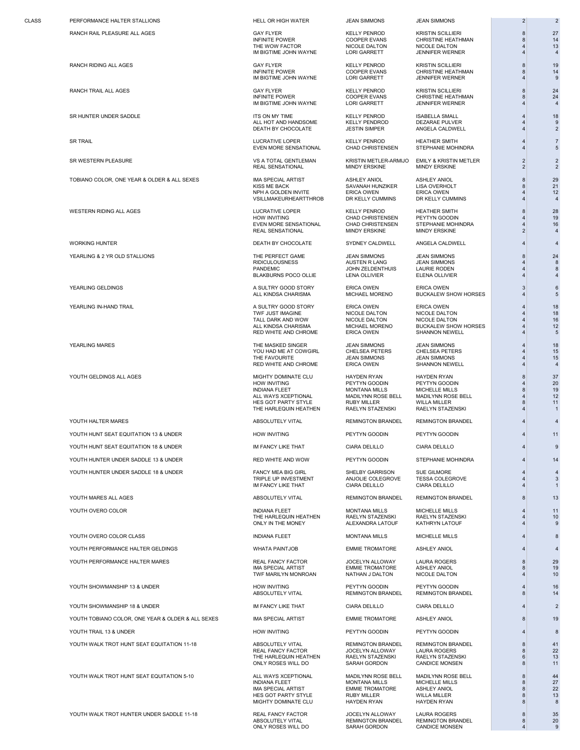| CLASS | | | | | | |
|---|---|---|---|---|---|---|
| | PERFORMANCE HALTER STALLIONS | HELL OR HIGH WATER | JEAN SIMMONS | JEAN SIMMONS | 2 | 2 |
| | RANCH RAIL PLEASURE ALL AGES | GAY FLYER | KELLY PENROD | KRISTIN SCILLIERI | 8 | 27 |
| | | INFINITE POWER | COOPER EVANS | CHRISTINE HEATHMAN | 8 | 14 |
| | | THE WOW FACTOR | NICOLE DALTON | NICOLE DALTON | 4 | 13 |
| | | IM BIGTIME JOHN WAYNE | LORI GARRETT | JENNIFER WERNER | 4 | 4 |
| | RANCH RIDING ALL AGES | GAY FLYER | KELLY PENROD | KRISTIN SCILLIERI | 8 | 19 |
| | | INFINITE POWER | COOPER EVANS | CHRISTINE HEATHMAN | 8 | 14 |
| | | IM BIGTIME JOHN WAYNE | LORI GARRETT | JENNIFER WERNER | 4 | 9 |
| | RANCH TRAIL ALL AGES | GAY FLYER | KELLY PENROD | KRISTIN SCILLIERI | 8 | 24 |
| | | INFINITE POWER | COOPER EVANS | CHRISTINE HEATHMAN | 8 | 24 |
| | | IM BIGTIME JOHN WAYNE | LORI GARRETT | JENNIFER WERNER | 4 | 4 |
| | SR HUNTER UNDER SADDLE | ITS ON MY TIME | KELLY PENROD | ISABELLA SMALL | 4 | 18 |
| | | ALL HOT AND HANDSOME | KELLY PENDROD | DEZARAE PULVER | 4 | 9 |
| | | DEATH BY CHOCOLATE | JESTIN SIMPER | ANGELA CALDWELL | 4 | 2 |
| | SR TRAIL | LUCRATIVE LOPER | KELLY PENROD | HEATHER SMITH | 4 | 7 |
| | | EVEN MORE SENSATIONAL | CHAD CHRISTENSEN | STEPHANIE MOHINDRA | 4 | 5 |
| | SR WESTERN PLEASURE | VS A TOTAL GENTLEMAN | KRISTIN METLER-ARMIJO | EMILY & KRISTIN METLER | 2 | 2 |
| | | REAL SENSATIONAL | MINDY ERSKINE | MINDY ERSKINE | 2 | 2 |
| | TOBIANO COLOR, ONE YEAR & OLDER & ALL SEXES | IMA SPECIAL ARTIST | ASHLEY ANIOL | ASHLEY ANIOL | 8 | 29 |
| | | KISS ME BACK | SAVANAH HUNZIKER | LISA OVERHOLT | 8 | 21 |
| | | NPH A GOLDEN INVITE | ERICA OWEN | ERICA OWEN | 4 | 12 |
| | | VSILLMAKEURHEARTTHROB | DR KELLY CUMMINS | DR KELLY CUMMINS | 4 | 4 |
| | WESTERN RIDING ALL AGES | LUCRATIVE LOPER | KELLY PENROD | HEATHER SMITH | 8 | 28 |
| | | HOW INVITING | CHAD CHRISTENSEN | PEYTYN GOODIN | 4 | 19 |
| | | EVEN MORE SENSATIONAL | CHAD CHRISTENSEN | STEPHANIE MOHINDRA | 4 | 16 |
| | | REAL SENSATIONAL | MINDY ERSKINE | MINDY ERSKINE | 2 | 4 |
| | WORKING HUNTER | DEATH BY CHOCOLATE | SYDNEY CALDWELL | ANGELA CALDWELL | 4 | 4 |
| | YEARLING & 2 YR OLD STALLIONS | THE PERFECT GAME | JEAN SIMMONS | JEAN SIMMONS | 8 | 24 |
| | | RIDICULOUSNESS | AUSTEN R LANG | JEAN SIMMONS | 4 | 8 |
| | | PANDEMIC | JOHN ZELDENTHUIS | LAURIE RODEN | 4 | 8 |
| | | BLAKBURNS POCO OLLIE | LENA OLLIVIER | ELENA OLLIVIER | 4 | 4 |
| | YEARLING GELDINGS | A SULTRY GOOD STORY | ERICA OWEN | ERICA OWEN | 3 | 6 |
| | | ALL KINDSA CHARISMA | MICHAEL MORENO | BUCKALEW SHOW HORSES | 4 | 5 |
| | YEARLING IN-HAND TRAIL | A SULTRY GOOD STORY | ERICA OWEN | ERICA OWEN | 4 | 18 |
| | | TWF JUST IMAGINE | NICOLE DALTON | NICOLE DALTON | 4 | 18 |
| | | TALL DARK AND WOW | NICOLE DALTON | NICOLE DALTON | 4 | 16 |
| | | ALL KINDSA CHARISMA | MICHAEL MORENO | BUCKALEW SHOW HORSES | 4 | 12 |
| | | RED WHITE AND CHROME | ERICA OWEN | SHANNON NEWELL | 4 | 5 |
| | YEARLING MARES | THE MASKED SINGER | JEAN SIMMONS | JEAN SIMMONS | 4 | 18 |
| | | YOU HAD ME AT COWGIRL | CHELSEA PETERS | CHELSEA PETERS | 4 | 15 |
| | | THE FAVOURITE | JEAN SIMMONS | JEAN SIMMONS | 4 | 15 |
| | | RED WHITE AND CHROME | ERICA OWEN | SHANNON NEWELL | 4 | 4 |
| | YOUTH GELDINGS ALL AGES | MIGHTY DOMINATE CLU | HAYDEN RYAN | HAYDEN RYAN | 8 | 37 |
| | | HOW INVITING | PEYTYN GOODIN | PEYTYN GOODIN | 4 | 20 |
| | | INDIANA FLEET | MONTANA MILLS | MICHELLE MILLS | 8 | 19 |
| | | ALL WAYS XCEPTIONAL | MADILYNN ROSE BELL | MADILYNN ROSE BELL | 4 | 12 |
| | | HES GOT PARTY STYLE | RUBY MILLER | WILLA MILLER | 8 | 11 |
| | | THE HARLEQUIN HEATHEN | RAELYN STAZENSKI | RAELYN STAZENSKI | 4 | 1 |
| | YOUTH HALTER MARES | ABSOLUTELY VITAL | REMINGTON BRANDEL | REMINGTON BRANDEL | 4 | 4 |
| | YOUTH HUNT SEAT EQUITATION 13 & UNDER | HOW INVITING | PEYTYN GOODIN | PEYTYN GOODIN | 4 | 11 |
| | YOUTH HUNT SEAT EQUITATION 18 & UNDER | IM FANCY LIKE THAT | CIARA DELILLO | CIARA DELILLO | 4 | 9 |
| | YOUTH HUNTER UNDER SADDLE 13 & UNDER | RED WHITE AND WOW | PEYTYN GOODIN | STEPHANIE MOHINDRA | 4 | 14 |
| | YOUTH HUNTER UNDER SADDLE 18 & UNDER | FANCY MEA BIG GIRL | SHELBY GARRISON | SUE GILMORE | 4 | 4 |
| | | TRIPLE UP INVESTMENT | ANJOLIE COLEGROVE | TESSA COLEGROVE | 4 | 3 |
| | | IM FANCY LIKE THAT | CIARA DELILLO | CIARA DELILLO | 4 | 1 |
| | YOUTH MARES ALL AGES | ABSOLUTELY VITAL | REMINGTON BRANDEL | REMINGTON BRANDEL | 8 | 13 |
| | YOUTH OVERO COLOR | INDIANA FLEET | MONTANA MILLS | MICHELLE MILLS | 4 | 11 |
| | | THE HARLEQUIN HEATHEN | RAELYN STAZENSKI | RAELYN STAZENSKI | 4 | 10 |
| | | ONLY IN THE MONEY | ALEXANDRA LATOUF | KATHRYN LATOUF | 4 | 9 |
| | YOUTH OVERO COLOR CLASS | INDIANA FLEET | MONTANA MILLS | MICHELLE MILLS | 4 | 8 |
| | YOUTH PERFORMANCE HALTER GELDINGS | WHATA PAINTJOB | EMMIE TROMATORE | ASHLEY ANIOL | 4 | 4 |
| | YOUTH PERFORMANCE HALTER MARES | REAL FANCY FACTOR | JOCELYN ALLOWAY | LAURA ROGERS | 8 | 29 |
| | | IMA SPECIAL ARTIST | EMMIE TROMATORE | ASHLEY ANIOL | 8 | 19 |
| | | TWF MARILYN MONROAN | NATHAN J DALTON | NICOLE DALTON | 4 | 10 |
| | YOUTH SHOWMANSHIP 13 & UNDER | HOW INVITING | PEYTYN GOODIN | PEYTYN GOODIN | 4 | 16 |
| | | ABSOLUTELY VITAL | REMINGTON BRANDEL | REMINGTON BRANDEL | 8 | 14 |
| | YOUTH SHOWMANSHIP 18 & UNDER | IM FANCY LIKE THAT | CIARA DELILLO | CIARA DELILLO | 4 | 2 |
| | YOUTH TOBIANO COLOR, ONE YEAR & OLDER & ALL SEXES | IMA SPECIAL ARTIST | EMMIE TROMATORE | ASHLEY ANIOL | 8 | 19 |
| | YOUTH TRAIL 13 & UNDER | HOW INVITING | PEYTYN GOODIN | PEYTYN GOODIN | 4 | 8 |
| | YOUTH WALK TROT HUNT SEAT EQUITATION 11-18 | ABSOLUTELY VITAL | REMINGTON BRANDEL | REMINGTON BRANDEL | 8 | 41 |
| | | REAL FANCY FACTOR | JOCELYN ALLOWAY | LAURA ROGERS | 8 | 22 |
| | | THE HARLEQUIN HEATHEN | RAELYN STAZENSKI | RAELYN STAZENSKI | 6 | 13 |
| | | ONLY ROSES WILL DO | SARAH GORDON | CANDICE MONSEN | 8 | 11 |
| | YOUTH WALK TROT HUNT SEAT EQUITATION 5-10 | ALL WAYS XCEPTIONAL | MADILYNN ROSE BELL | MADILYNN ROSE BELL | 8 | 44 |
| | | INDIANA FLEET | MONTANA MILLS | MICHELLE MILLS | 8 | 27 |
| | | IMA SPECIAL ARTIST | EMMIE TROMATORE | ASHLEY ANIOL | 8 | 22 |
| | | HES GOT PARTY STYLE | RUBY MILLER | WILLA MILLER | 8 | 13 |
| | | MIGHTY DOMINATE CLU | HAYDEN RYAN | HAYDEN RYAN | 8 | 8 |
| | YOUTH WALK TROT HUNTER UNDER SADDLE 11-18 | REAL FANCY FACTOR | JOCELYN ALLOWAY | LAURA ROGERS | 8 | 35 |
| | | ABSOLUTELY VITAL | REMINGTON BRANDEL | REMINGTON BRANDEL | 8 | 20 |
| | | ONLY ROSES WILL DO | SARAH GORDON | CANDICE MONSEN | 4 | 9 |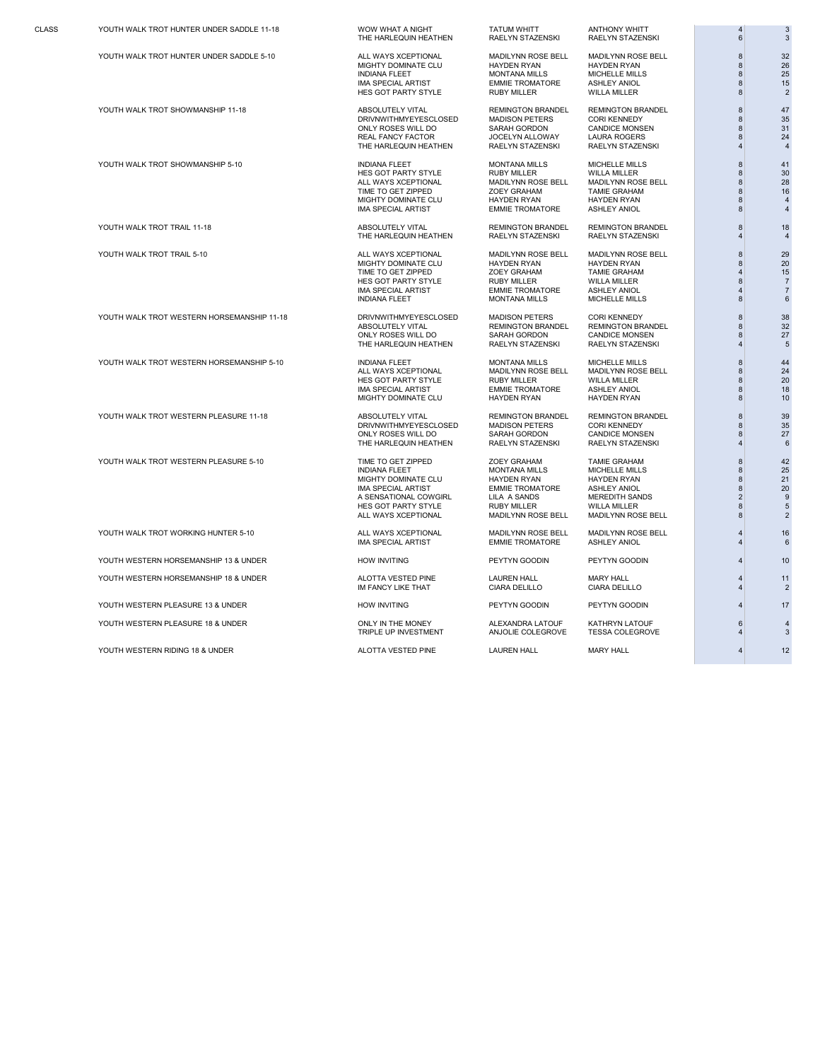| CLASS | | | | | | |
|---|---|---|---|---|---|---|
| | YOUTH WALK TROT HUNTER UNDER SADDLE 11-18 | WOW WHAT A NIGHT | TATUM WHITT | ANTHONY WHITT | 4 | 3 |
| | | THE HARLEQUIN HEATHEN | RAELYN STAZENSKI | RAELYN STAZENSKI | 6 | 3 |
| | YOUTH WALK TROT HUNTER UNDER SADDLE 5-10 | ALL WAYS XCEPTIONAL | MADILYNN ROSE BELL | MADILYNN ROSE BELL | 8 | 32 |
| | | MIGHTY DOMINATE CLU | HAYDEN RYAN | HAYDEN RYAN | 8 | 26 |
| | | INDIANA FLEET | MONTANA MILLS | MICHELLE MILLS | 8 | 25 |
| | | IMA SPECIAL ARTIST | EMMIE TROMATORE | ASHLEY ANIOL | 8 | 15 |
| | | HES GOT PARTY STYLE | RUBY MILLER | WILLA MILLER | 8 | 2 |
| | YOUTH WALK TROT SHOWMANSHIP 11-18 | ABSOLUTELY VITAL | REMINGTON BRANDEL | REMINGTON BRANDEL | 8 | 47 |
| | | DRIVNWITHMYEYESCLOSED | MADISON PETERS | CORI KENNEDY | 8 | 35 |
| | | ONLY ROSES WILL DO | SARAH GORDON | CANDICE MONSEN | 8 | 31 |
| | | REAL FANCY FACTOR | JOCELYN ALLOWAY | LAURA ROGERS | 8 | 24 |
| | | THE HARLEQUIN HEATHEN | RAELYN STAZENSKI | RAELYN STAZENSKI | 4 | 4 |
| | YOUTH WALK TROT SHOWMANSHIP 5-10 | INDIANA FLEET | MONTANA MILLS | MICHELLE MILLS | 8 | 41 |
| | | HES GOT PARTY STYLE | RUBY MILLER | WILLA MILLER | 8 | 30 |
| | | ALL WAYS XCEPTIONAL | MADILYNN ROSE BELL | MADILYNN ROSE BELL | 8 | 28 |
| | | TIME TO GET ZIPPED | ZOEY GRAHAM | TAMIE GRAHAM | 8 | 16 |
| | | MIGHTY DOMINATE CLU | HAYDEN RYAN | HAYDEN RYAN | 8 | 4 |
| | | IMA SPECIAL ARTIST | EMMIE TROMATORE | ASHLEY ANIOL | 8 | 4 |
| | YOUTH WALK TROT TRAIL 11-18 | ABSOLUTELY VITAL | REMINGTON BRANDEL | REMINGTON BRANDEL | 8 | 18 |
| | | THE HARLEQUIN HEATHEN | RAELYN STAZENSKI | RAELYN STAZENSKI | 4 | 4 |
| | YOUTH WALK TROT TRAIL 5-10 | ALL WAYS XCEPTIONAL | MADILYNN ROSE BELL | MADILYNN ROSE BELL | 8 | 29 |
| | | MIGHTY DOMINATE CLU | HAYDEN RYAN | HAYDEN RYAN | 8 | 20 |
| | | TIME TO GET ZIPPED | ZOEY GRAHAM | TAMIE GRAHAM | 4 | 15 |
| | | HES GOT PARTY STYLE | RUBY MILLER | WILLA MILLER | 8 | 7 |
| | | IMA SPECIAL ARTIST | EMMIE TROMATORE | ASHLEY ANIOL | 4 | 7 |
| | | INDIANA FLEET | MONTANA MILLS | MICHELLE MILLS | 8 | 6 |
| | YOUTH WALK TROT WESTERN HORSEMANSHIP 11-18 | DRIVNWITHMYEYESCLOSED | MADISON PETERS | CORI KENNEDY | 8 | 38 |
| | | ABSOLUTELY VITAL | REMINGTON BRANDEL | REMINGTON BRANDEL | 8 | 32 |
| | | ONLY ROSES WILL DO | SARAH GORDON | CANDICE MONSEN | 8 | 27 |
| | | THE HARLEQUIN HEATHEN | RAELYN STAZENSKI | RAELYN STAZENSKI | 4 | 5 |
| | YOUTH WALK TROT WESTERN HORSEMANSHIP 5-10 | INDIANA FLEET | MONTANA MILLS | MICHELLE MILLS | 8 | 44 |
| | | ALL WAYS XCEPTIONAL | MADILYNN ROSE BELL | MADILYNN ROSE BELL | 8 | 24 |
| | | HES GOT PARTY STYLE | RUBY MILLER | WILLA MILLER | 8 | 20 |
| | | IMA SPECIAL ARTIST | EMMIE TROMATORE | ASHLEY ANIOL | 8 | 18 |
| | | MIGHTY DOMINATE CLU | HAYDEN RYAN | HAYDEN RYAN | 8 | 10 |
| | YOUTH WALK TROT WESTERN PLEASURE 11-18 | ABSOLUTELY VITAL | REMINGTON BRANDEL | REMINGTON BRANDEL | 8 | 39 |
| | | DRIVNWITHMYEYESCLOSED | MADISON PETERS | CORI KENNEDY | 8 | 35 |
| | | ONLY ROSES WILL DO | SARAH GORDON | CANDICE MONSEN | 8 | 27 |
| | | THE HARLEQUIN HEATHEN | RAELYN STAZENSKI | RAELYN STAZENSKI | 4 | 6 |
| | YOUTH WALK TROT WESTERN PLEASURE 5-10 | TIME TO GET ZIPPED | ZOEY GRAHAM | TAMIE GRAHAM | 8 | 42 |
| | | INDIANA FLEET | MONTANA MILLS | MICHELLE MILLS | 8 | 25 |
| | | MIGHTY DOMINATE CLU | HAYDEN RYAN | HAYDEN RYAN | 8 | 21 |
| | | IMA SPECIAL ARTIST | EMMIE TROMATORE | ASHLEY ANIOL | 8 | 20 |
| | | A SENSATIONAL COWGIRL | LILA A SANDS | MEREDITH SANDS | 2 | 9 |
| | | HES GOT PARTY STYLE | RUBY MILLER | WILLA MILLER | 8 | 5 |
| | | ALL WAYS XCEPTIONAL | MADILYNN ROSE BELL | MADILYNN ROSE BELL | 8 | 2 |
| | YOUTH WALK TROT WORKING HUNTER 5-10 | ALL WAYS XCEPTIONAL | MADILYNN ROSE BELL | MADILYNN ROSE BELL | 4 | 16 |
| | | IMA SPECIAL ARTIST | EMMIE TROMATORE | ASHLEY ANIOL | 4 | 6 |
| | YOUTH WESTERN HORSEMANSHIP 13 & UNDER | HOW INVITING | PEYTYN GOODIN | PEYTYN GOODIN | 4 | 10 |
| | YOUTH WESTERN HORSEMANSHIP 18 & UNDER | ALOTTA VESTED PINE | LAUREN HALL | MARY HALL | 4 | 11 |
| | | IM FANCY LIKE THAT | CIARA DELILLO | CIARA DELILLO | 4 | 2 |
| | YOUTH WESTERN PLEASURE 13 & UNDER | HOW INVITING | PEYTYN GOODIN | PEYTYN GOODIN | 4 | 17 |
| | YOUTH WESTERN PLEASURE 18 & UNDER | ONLY IN THE MONEY | ALEXANDRA LATOUF | KATHRYN LATOUF | 6 | 4 |
| | | TRIPLE UP INVESTMENT | ANJOLIE COLEGROVE | TESSA COLEGROVE | 4 | 3 |
| | YOUTH WESTERN RIDING 18 & UNDER | ALOTTA VESTED PINE | LAUREN HALL | MARY HALL | 4 | 12 |